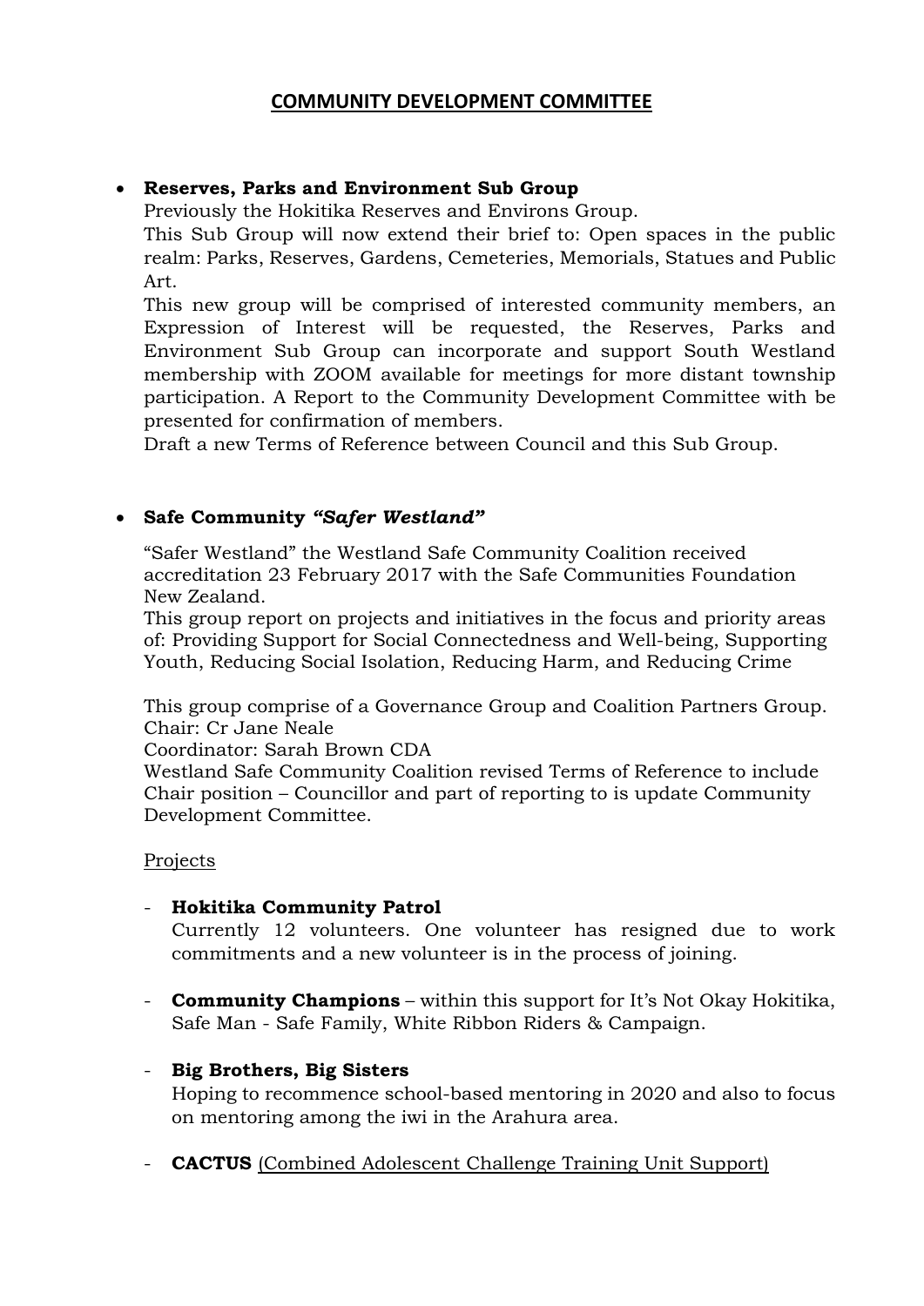# COMMUNITY DEVELOPMENT COMMITTEE

- **Reserves, Parks and Environment Sub Group**

  Previously the Hokitika Reserves and Environs Group.

  This Sub Group will now extend their brief to: Open spaces in the public realm: Parks, Reserves, Gardens, Cemeteries, Memorials, Statues and Public Art.

  This new group will be comprised of interested community members, an Expression of Interest will be requested, the Reserves, Parks and Environment Sub Group can incorporate and support South Westland membership with ZOOM available for meetings for more distant township participation. A Report to the Community Development Committee with be presented for confirmation of members.

  Draft a new Terms of Reference between Council and this Sub Group.

- **Safe Community *"Safer Westland"***

  "Safer Westland" the Westland Safe Community Coalition received accreditation 23 February 2017 with the Safe Communities Foundation New Zealand.

  This group report on projects and initiatives in the focus and priority areas of: Providing Support for Social Connectedness and Well-being, Supporting Youth, Reducing Social Isolation, Reducing Harm, and Reducing Crime

  This group comprise of a Governance Group and Coalition Partners Group.
  Chair: Cr Jane Neale
  Coordinator: Sarah Brown CDA
  Westland Safe Community Coalition revised Terms of Reference to include Chair position – Councillor and part of reporting to is update Community Development Committee.

  <u>Projects</u>

  - **Hokitika Community Patrol**

    Currently 12 volunteers. One volunteer has resigned due to work commitments and a new volunteer is in the process of joining.

  - **Community Champions** – within this support for It's Not Okay Hokitika, Safe Man - Safe Family, White Ribbon Riders & Campaign.

  - **Big Brothers, Big Sisters**

    Hoping to recommence school-based mentoring in 2020 and also to focus on mentoring among the iwi in the Arahura area.

  - **CACTUS** <u>(Combined Adolescent Challenge Training Unit Support)</u>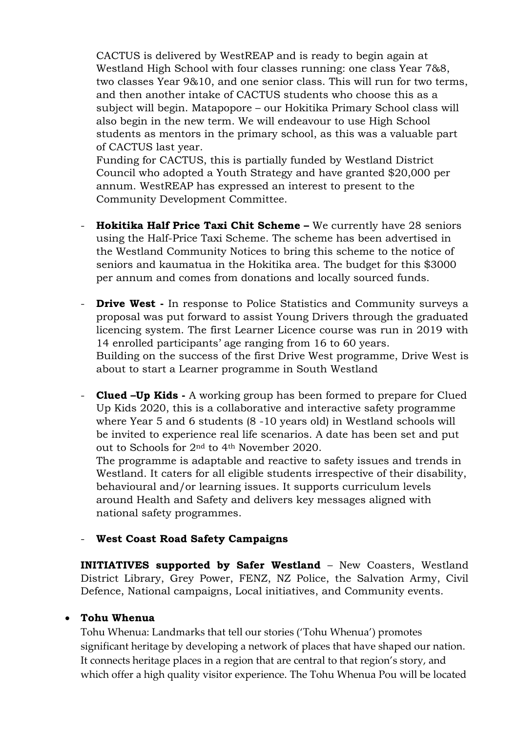CACTUS is delivered by WestREAP and is ready to begin again at Westland High School with four classes running: one class Year 7&8, two classes Year 9&10, and one senior class. This will run for two terms, and then another intake of CACTUS students who choose this as a subject will begin. Matapopore – our Hokitika Primary School class will also begin in the new term. We will endeavour to use High School students as mentors in the primary school, as this was a valuable part of CACTUS last year.

Funding for CACTUS, this is partially funded by Westland District Council who adopted a Youth Strategy and have granted $20,000 per annum. WestREAP has expressed an interest to present to the Community Development Committee.

- **Hokitika Half Price Taxi Chit Scheme –** We currently have 28 seniors using the Half-Price Taxi Scheme. The scheme has been advertised in the Westland Community Notices to bring this scheme to the notice of seniors and kaumatua in the Hokitika area. The budget for this $3000 per annum and comes from donations and locally sourced funds.

- **Drive West -** In response to Police Statistics and Community surveys a proposal was put forward to assist Young Drivers through the graduated licencing system. The first Learner Licence course was run in 2019 with 14 enrolled participants' age ranging from 16 to 60 years.
  Building on the success of the first Drive West programme, Drive West is about to start a Learner programme in South Westland

- **Clued –Up Kids -** A working group has been formed to prepare for Clued Up Kids 2020, this is a collaborative and interactive safety programme where Year 5 and 6 students (8 -10 years old) in Westland schools will be invited to experience real life scenarios. A date has been set and put out to Schools for 2nd to 4th November 2020.
  The programme is adaptable and reactive to safety issues and trends in Westland. It caters for all eligible students irrespective of their disability, behavioural and/or learning issues. It supports curriculum levels around Health and Safety and delivers key messages aligned with national safety programmes.

- **West Coast Road Safety Campaigns**

**INITIATIVES supported by Safer Westland** – New Coasters, Westland District Library, Grey Power, FENZ, NZ Police, the Salvation Army, Civil Defence, National campaigns, Local initiatives, and Community events.

- **Tohu Whenua**

  Tohu Whenua: Landmarks that tell our stories ('Tohu Whenua') promotes significant heritage by developing a network of places that have shaped our nation. It connects heritage places in a region that are central to that region's story, and which offer a high quality visitor experience. The Tohu Whenua Pou will be located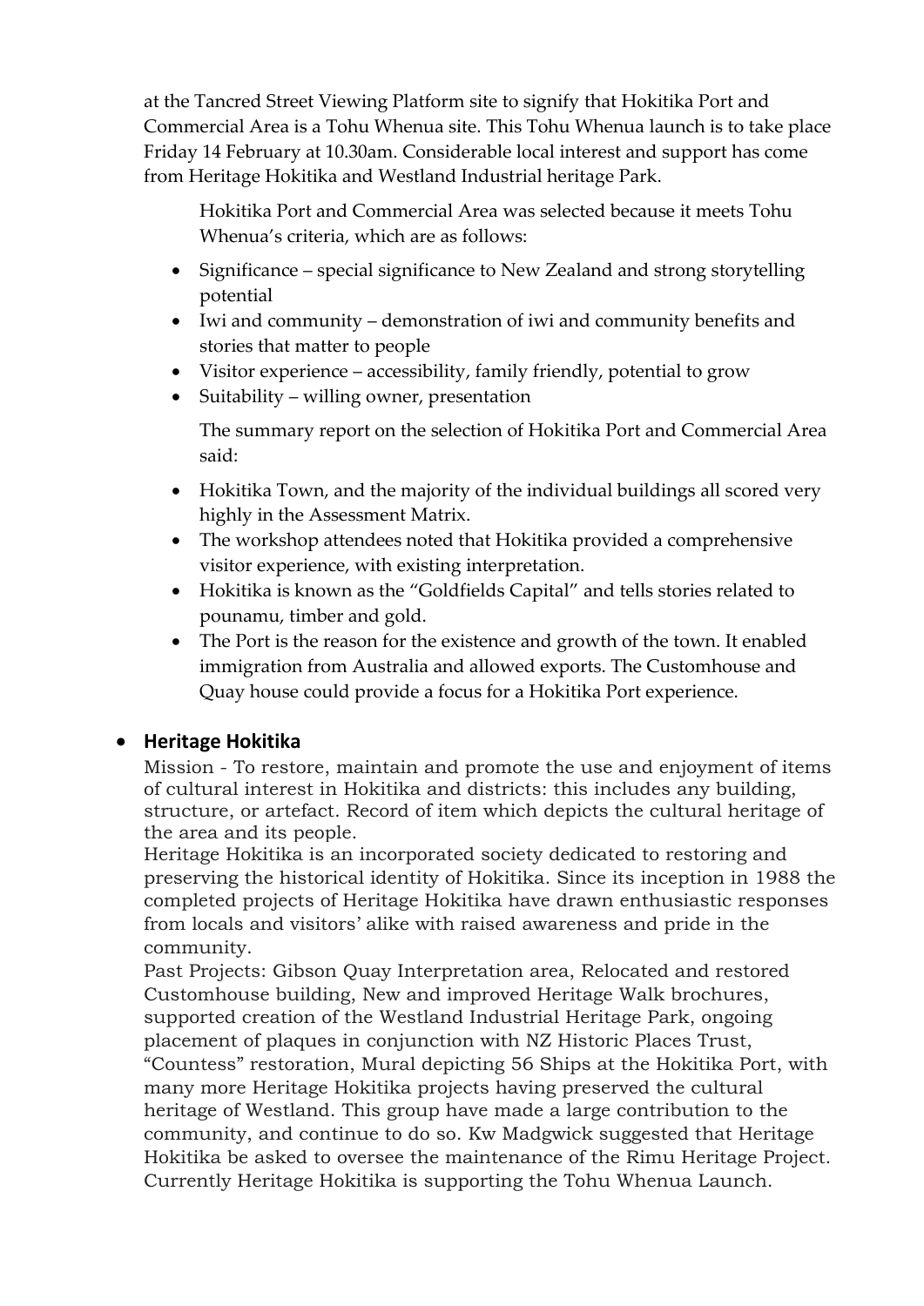at the Tancred Street Viewing Platform site to signify that Hokitika Port and Commercial Area is a Tohu Whenua site. This Tohu Whenua launch is to take place Friday 14 February at 10.30am. Considerable local interest and support has come from Heritage Hokitika and Westland Industrial heritage Park.

Hokitika Port and Commercial Area was selected because it meets Tohu Whenua's criteria, which are as follows:

- Significance – special significance to New Zealand and strong storytelling potential
- Iwi and community – demonstration of iwi and community benefits and stories that matter to people
- Visitor experience – accessibility, family friendly, potential to grow
- Suitability – willing owner, presentation

The summary report on the selection of Hokitika Port and Commercial Area said:

- Hokitika Town, and the majority of the individual buildings all scored very highly in the Assessment Matrix.
- The workshop attendees noted that Hokitika provided a comprehensive visitor experience, with existing interpretation.
- Hokitika is known as the "Goldfields Capital" and tells stories related to pounamu, timber and gold.
- The Port is the reason for the existence and growth of the town. It enabled immigration from Australia and allowed exports. The Customhouse and Quay house could provide a focus for a Hokitika Port experience.

- **Heritage Hokitika**

  Mission - To restore, maintain and promote the use and enjoyment of items of cultural interest in Hokitika and districts: this includes any building, structure, or artefact. Record of item which depicts the cultural heritage of the area and its people.

  Heritage Hokitika is an incorporated society dedicated to restoring and preserving the historical identity of Hokitika. Since its inception in 1988 the completed projects of Heritage Hokitika have drawn enthusiastic responses from locals and visitors' alike with raised awareness and pride in the community.

  Past Projects: Gibson Quay Interpretation area, Relocated and restored Customhouse building, New and improved Heritage Walk brochures, supported creation of the Westland Industrial Heritage Park, ongoing placement of plaques in conjunction with NZ Historic Places Trust, "Countess" restoration, Mural depicting 56 Ships at the Hokitika Port, with many more Heritage Hokitika projects having preserved the cultural heritage of Westland. This group have made a large contribution to the community, and continue to do so. Kw Madgwick suggested that Heritage Hokitika be asked to oversee the maintenance of the Rimu Heritage Project. Currently Heritage Hokitika is supporting the Tohu Whenua Launch.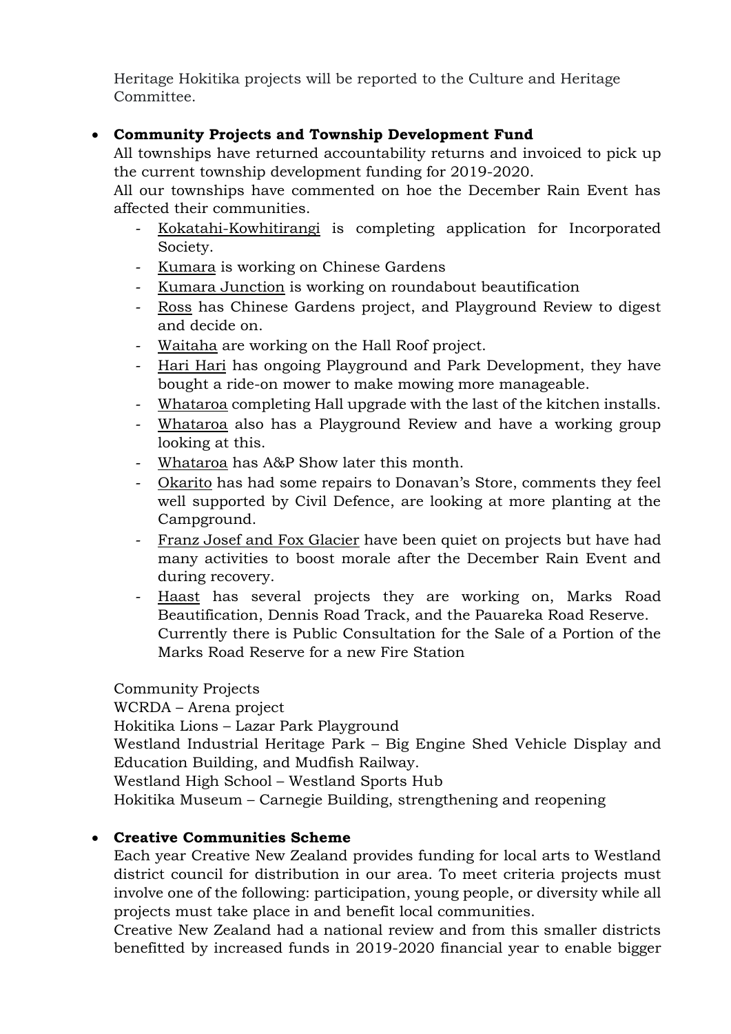Heritage Hokitika projects will be reported to the Culture and Heritage Committee.

- **Community Projects and Township Development Fund**
  All townships have returned accountability returns and invoiced to pick up the current township development funding for 2019-2020.
  All our townships have commented on hoe the December Rain Event has affected their communities.
  - Kokatahi-Kowhitirangi is completing application for Incorporated Society.
  - Kumara is working on Chinese Gardens
  - Kumara Junction is working on roundabout beautification
  - Ross has Chinese Gardens project, and Playground Review to digest and decide on.
  - Waitaha are working on the Hall Roof project.
  - Hari Hari has ongoing Playground and Park Development, they have bought a ride-on mower to make mowing more manageable.
  - Whataroa completing Hall upgrade with the last of the kitchen installs.
  - Whataroa also has a Playground Review and have a working group looking at this.
  - Whataroa has A&P Show later this month.
  - Okarito has had some repairs to Donavan's Store, comments they feel well supported by Civil Defence, are looking at more planting at the Campground.
  - Franz Josef and Fox Glacier have been quiet on projects but have had many activities to boost morale after the December Rain Event and during recovery.
  - Haast has several projects they are working on, Marks Road Beautification, Dennis Road Track, and the Pauareka Road Reserve.
    Currently there is Public Consultation for the Sale of a Portion of the Marks Road Reserve for a new Fire Station

  Community Projects
  WCRDA – Arena project
  Hokitika Lions – Lazar Park Playground
  Westland Industrial Heritage Park – Big Engine Shed Vehicle Display and Education Building, and Mudfish Railway.
  Westland High School – Westland Sports Hub
  Hokitika Museum – Carnegie Building, strengthening and reopening

- **Creative Communities Scheme**
  Each year Creative New Zealand provides funding for local arts to Westland district council for distribution in our area. To meet criteria projects must involve one of the following: participation, young people, or diversity while all projects must take place in and benefit local communities.
  Creative New Zealand had a national review and from this smaller districts benefitted by increased funds in 2019-2020 financial year to enable bigger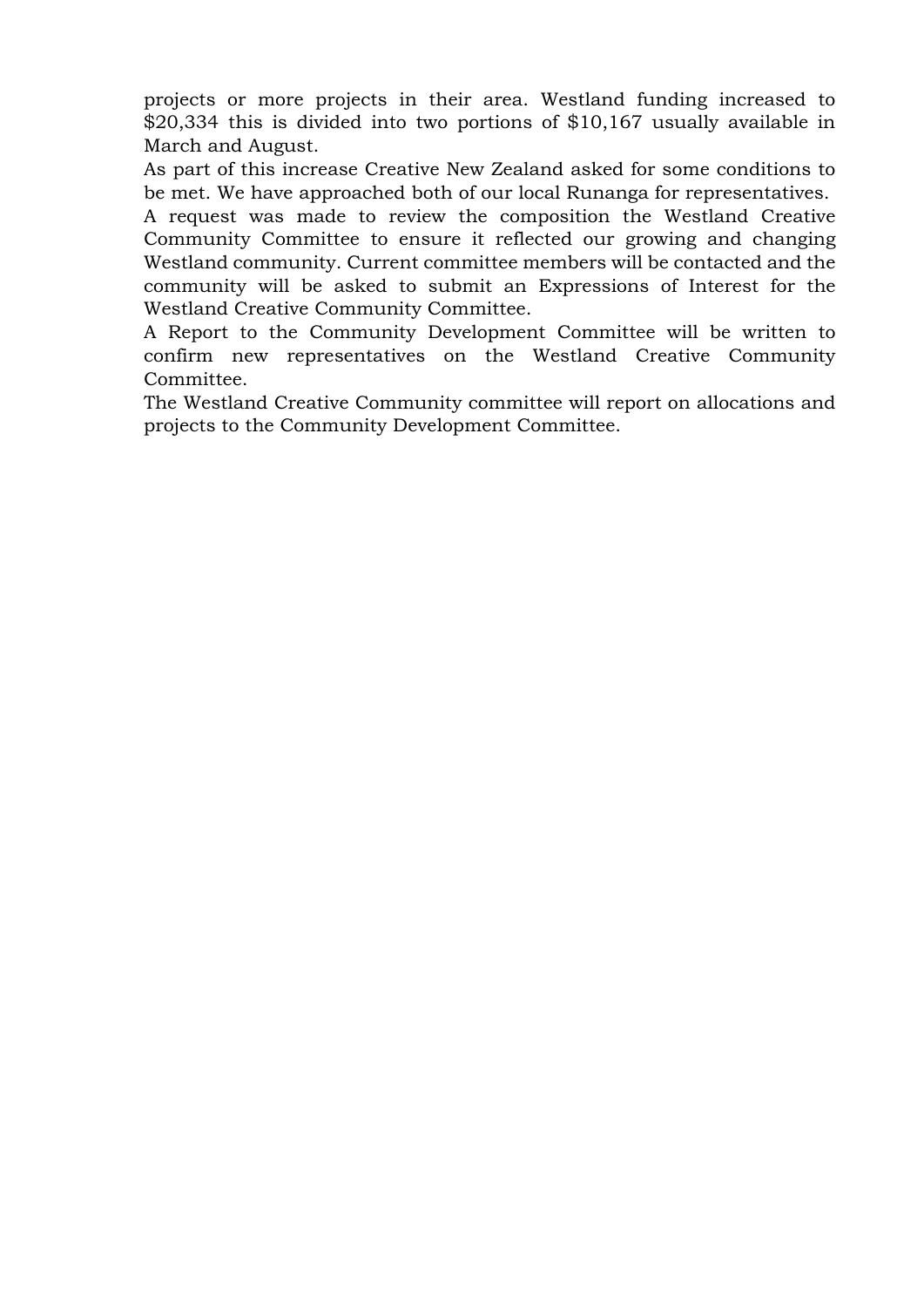projects or more projects in their area. Westland funding increased to $20,334 this is divided into two portions of $10,167 usually available in March and August.

As part of this increase Creative New Zealand asked for some conditions to be met. We have approached both of our local Runanga for representatives.

A request was made to review the composition the Westland Creative Community Committee to ensure it reflected our growing and changing Westland community. Current committee members will be contacted and the community will be asked to submit an Expressions of Interest for the Westland Creative Community Committee.

A Report to the Community Development Committee will be written to confirm new representatives on the Westland Creative Community Committee.

The Westland Creative Community committee will report on allocations and projects to the Community Development Committee.